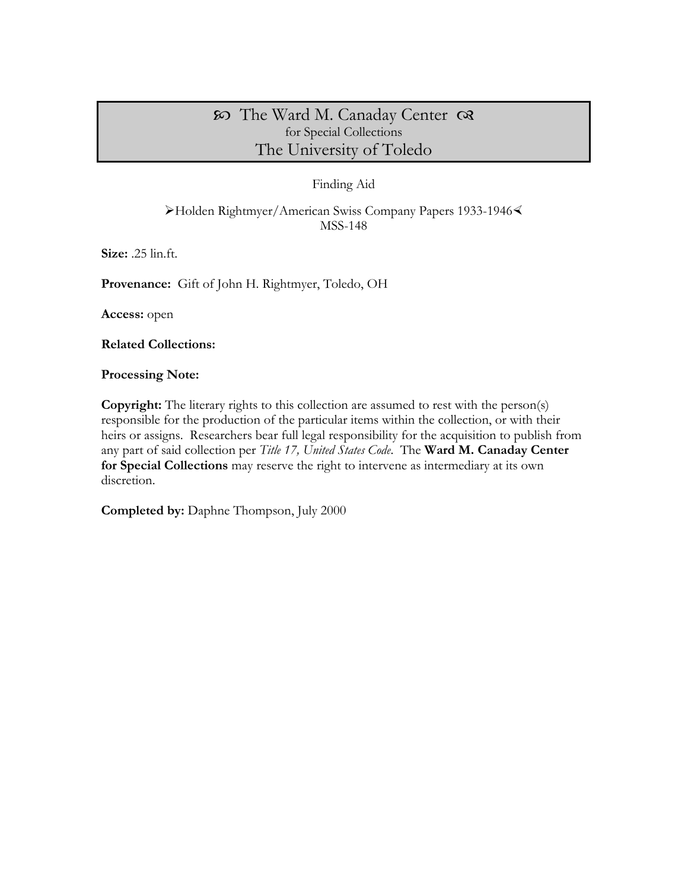# ꕥ The Ward M. Canaday Center ꕥ
for Special Collections
The University of Toledo

Finding Aid

➢Holden Rightmyer/American Swiss Company Papers 1933-1946⮜
MSS-148

**Size:** .25 lin.ft.

**Provenance:** Gift of John H. Rightmyer, Toledo, OH

**Access:** open

**Related Collections:**

**Processing Note:**

**Copyright:** The literary rights to this collection are assumed to rest with the person(s) responsible for the production of the particular items within the collection, or with their heirs or assigns. Researchers bear full legal responsibility for the acquisition to publish from any part of said collection per *Title 17, United States Code*. The **Ward M. Canaday Center for Special Collections** may reserve the right to intervene as intermediary at its own discretion.

**Completed by:** Daphne Thompson, July 2000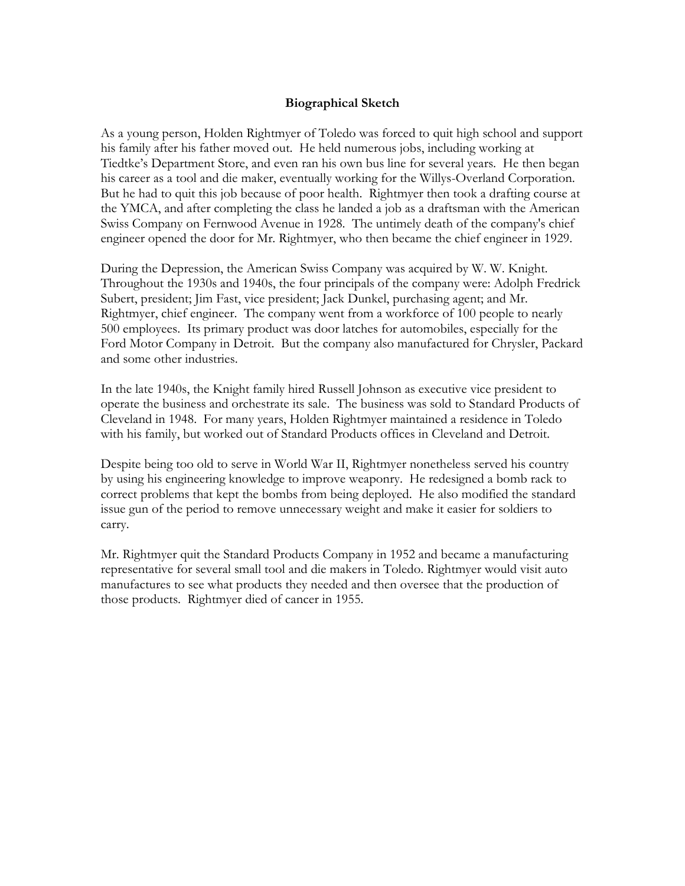## Biographical Sketch

As a young person, Holden Rightmyer of Toledo was forced to quit high school and support his family after his father moved out. He held numerous jobs, including working at Tiedtke's Department Store, and even ran his own bus line for several years. He then began his career as a tool and die maker, eventually working for the Willys-Overland Corporation. But he had to quit this job because of poor health. Rightmyer then took a drafting course at the YMCA, and after completing the class he landed a job as a draftsman with the American Swiss Company on Fernwood Avenue in 1928. The untimely death of the company's chief engineer opened the door for Mr. Rightmyer, who then became the chief engineer in 1929.

During the Depression, the American Swiss Company was acquired by W. W. Knight. Throughout the 1930s and 1940s, the four principals of the company were: Adolph Fredrick Subert, president; Jim Fast, vice president; Jack Dunkel, purchasing agent; and Mr. Rightmyer, chief engineer. The company went from a workforce of 100 people to nearly 500 employees. Its primary product was door latches for automobiles, especially for the Ford Motor Company in Detroit. But the company also manufactured for Chrysler, Packard and some other industries.

In the late 1940s, the Knight family hired Russell Johnson as executive vice president to operate the business and orchestrate its sale. The business was sold to Standard Products of Cleveland in 1948. For many years, Holden Rightmyer maintained a residence in Toledo with his family, but worked out of Standard Products offices in Cleveland and Detroit.

Despite being too old to serve in World War II, Rightmyer nonetheless served his country by using his engineering knowledge to improve weaponry. He redesigned a bomb rack to correct problems that kept the bombs from being deployed. He also modified the standard issue gun of the period to remove unnecessary weight and make it easier for soldiers to carry.

Mr. Rightmyer quit the Standard Products Company in 1952 and became a manufacturing representative for several small tool and die makers in Toledo. Rightmyer would visit auto manufactures to see what products they needed and then oversee that the production of those products. Rightmyer died of cancer in 1955.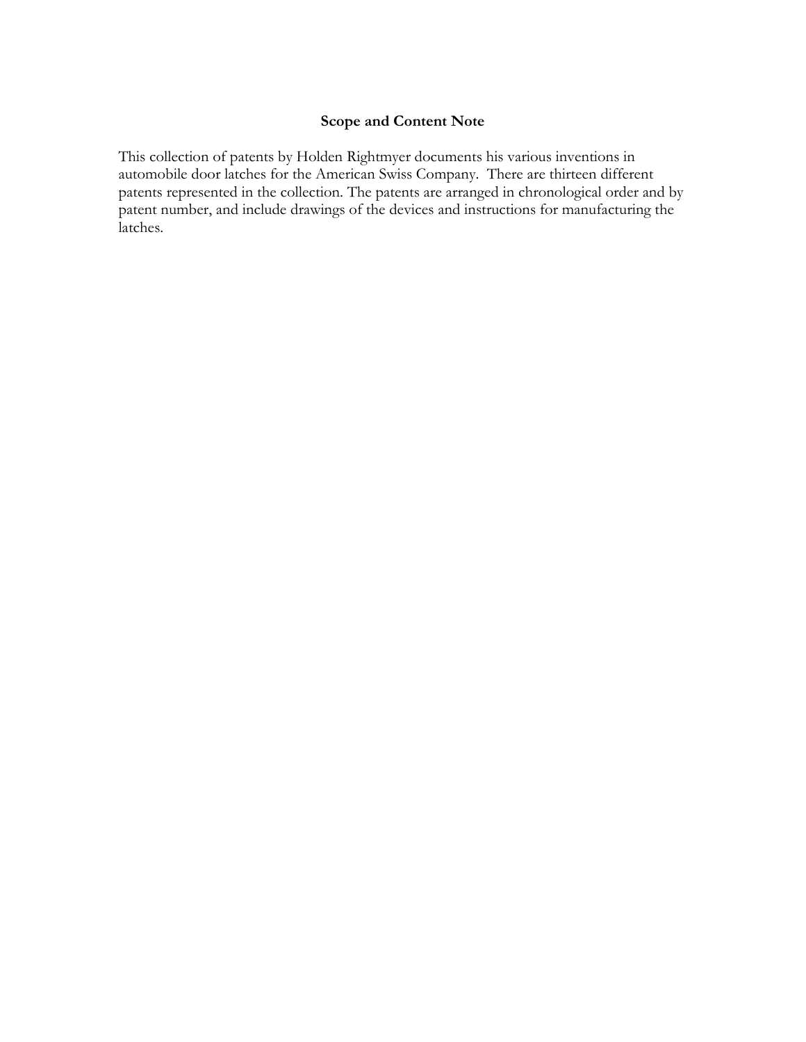## Scope and Content Note

This collection of patents by Holden Rightmyer documents his various inventions in automobile door latches for the American Swiss Company. There are thirteen different patents represented in the collection. The patents are arranged in chronological order and by patent number, and include drawings of the devices and instructions for manufacturing the latches.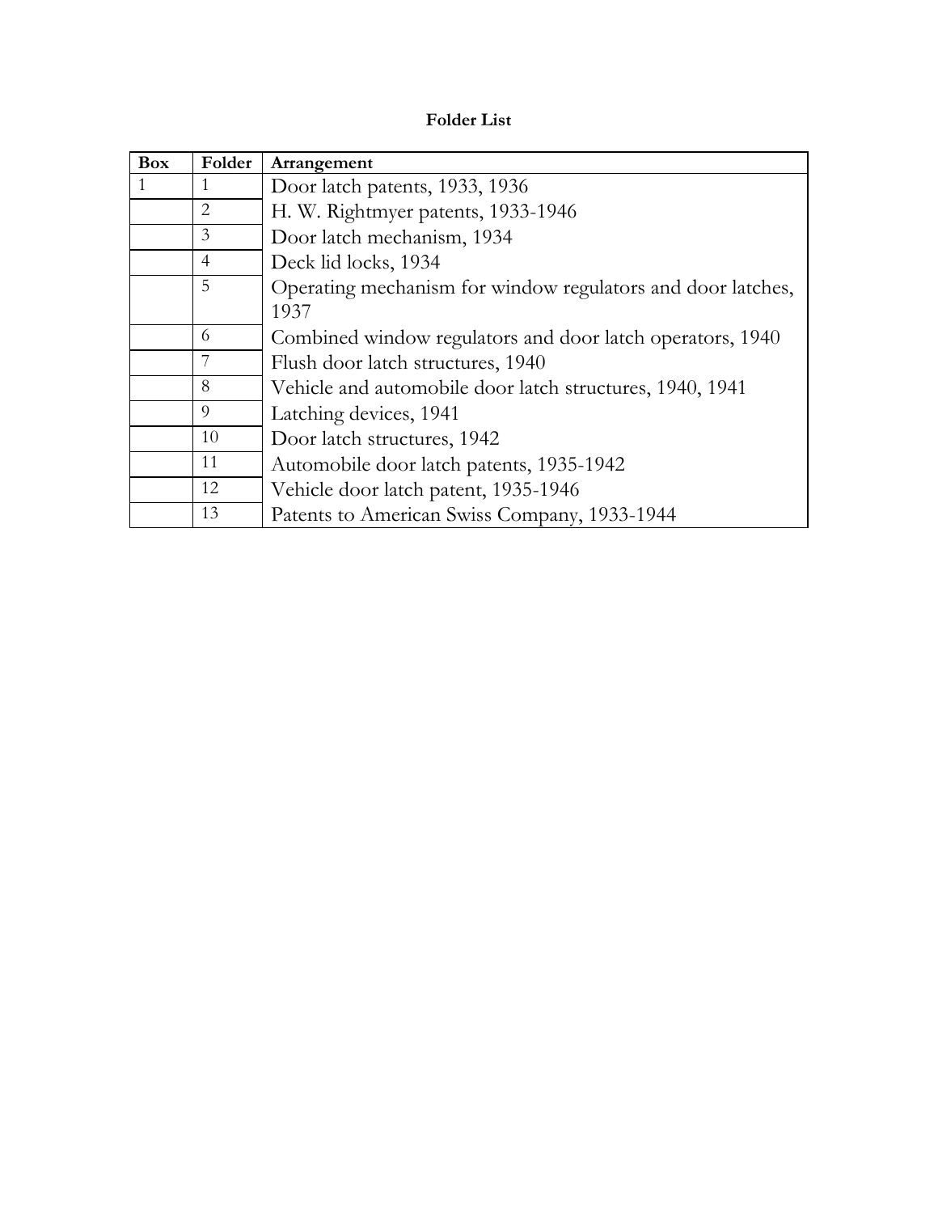**Folder List**

| Box | Folder | Arrangement |
|---|---|---|
| 1 | 1 | Door latch patents, 1933, 1936 |
| | 2 | H. W. Rightmyer patents, 1933-1946 |
| | 3 | Door latch mechanism, 1934 |
| | 4 | Deck lid locks, 1934 |
| | 5 | Operating mechanism for window regulators and door latches, 1937 |
| | 6 | Combined window regulators and door latch operators, 1940 |
| | 7 | Flush door latch structures, 1940 |
| | 8 | Vehicle and automobile door latch structures, 1940, 1941 |
| | 9 | Latching devices, 1941 |
| | 10 | Door latch structures, 1942 |
| | 11 | Automobile door latch patents, 1935-1942 |
| | 12 | Vehicle door latch patent, 1935-1946 |
| | 13 | Patents to American Swiss Company, 1933-1944 |